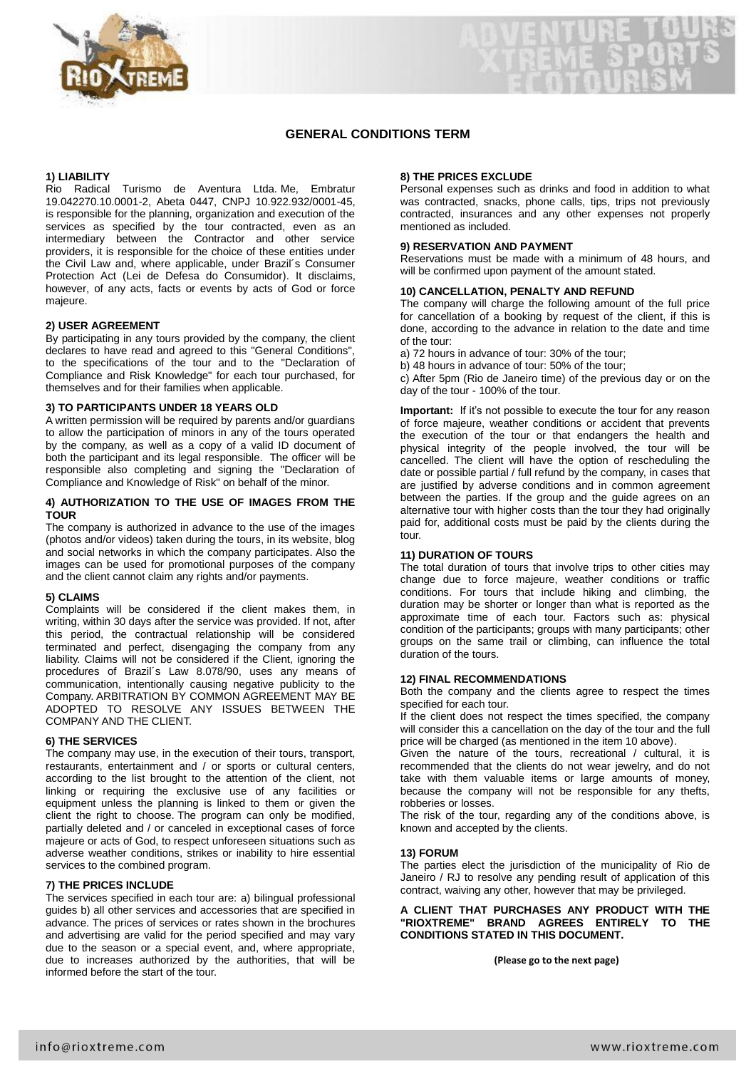# GENERAL CONDITIONS TERM

**1) LIABILITY**

Rio Radical Turismo de Aventura Ltda. Me, Embratur 19.042270.10.0001-2, Abeta 0447, CNPJ 10.922.932/0001-45, is responsible for the planning, organization and execution of the services as specified by the tour contracted, even as an intermediary between the Contractor and other service providers, it is responsible for the choice of these entities under the Civil Law and, where applicable, under Brazil´s Consumer Protection Act (Lei de Defesa do Consumidor). It disclaims, however, of any acts, facts or events by acts of God or force majeure.

**2) USER AGREEMENT**

By participating in any tours provided by the company, the client declares to have read and agreed to this "General Conditions", to the specifications of the tour and to the "Declaration of Compliance and Risk Knowledge" for each tour purchased, for themselves and for their families when applicable.

**3) TO PARTICIPANTS UNDER 18 YEARS OLD**

A written permission will be required by parents and/or guardians to allow the participation of minors in any of the tours operated by the company, as well as a copy of a valid ID document of both the participant and its legal responsible. The officer will be responsible also completing and signing the "Declaration of Compliance and Knowledge of Risk" on behalf of the minor.

**4) AUTHORIZATION TO THE USE OF IMAGES FROM THE TOUR**

The company is authorized in advance to the use of the images (photos and/or videos) taken during the tours, in its website, blog and social networks in which the company participates. Also the images can be used for promotional purposes of the company and the client cannot claim any rights and/or payments.

**5) CLAIMS**

Complaints will be considered if the client makes them, in writing, within 30 days after the service was provided. If not, after this period, the contractual relationship will be considered terminated and perfect, disengaging the company from any liability. Claims will not be considered if the Client, ignoring the procedures of Brazil´s Law 8.078/90, uses any means of communication, intentionally causing negative publicity to the Company. ARBITRATION BY COMMON AGREEMENT MAY BE ADOPTED TO RESOLVE ANY ISSUES BETWEEN THE COMPANY AND THE CLIENT.

**6) THE SERVICES**

The company may use, in the execution of their tours, transport, restaurants, entertainment and / or sports or cultural centers, according to the list brought to the attention of the client, not linking or requiring the exclusive use of any facilities or equipment unless the planning is linked to them or given the client the right to choose. The program can only be modified, partially deleted and / or canceled in exceptional cases of force majeure or acts of God, to respect unforeseen situations such as adverse weather conditions, strikes or inability to hire essential services to the combined program.

**7) THE PRICES INCLUDE**

The services specified in each tour are: a) bilingual professional guides b) all other services and accessories that are specified in advance. The prices of services or rates shown in the brochures and advertising are valid for the period specified and may vary due to the season or a special event, and, where appropriate, due to increases authorized by the authorities, that will be informed before the start of the tour.

**8) THE PRICES EXCLUDE**

Personal expenses such as drinks and food in addition to what was contracted, snacks, phone calls, tips, trips not previously contracted, insurances and any other expenses not properly mentioned as included.

**9) RESERVATION AND PAYMENT**

Reservations must be made with a minimum of 48 hours, and will be confirmed upon payment of the amount stated.

**10) CANCELLATION, PENALTY AND REFUND**

The company will charge the following amount of the full price for cancellation of a booking by request of the client, if this is done, according to the advance in relation to the date and time of the tour:

a) 72 hours in advance of tour: 30% of the tour;

b) 48 hours in advance of tour: 50% of the tour;

c) After 5pm (Rio de Janeiro time) of the previous day or on the day of the tour - 100% of the tour.

**Important:** If it's not possible to execute the tour for any reason of force majeure, weather conditions or accident that prevents the execution of the tour or that endangers the health and physical integrity of the people involved, the tour will be cancelled. The client will have the option of rescheduling the date or possible partial / full refund by the company, in cases that are justified by adverse conditions and in common agreement between the parties. If the group and the guide agrees on an alternative tour with higher costs than the tour they had originally paid for, additional costs must be paid by the clients during the tour.

**11) DURATION OF TOURS**

The total duration of tours that involve trips to other cities may change due to force majeure, weather conditions or traffic conditions. For tours that include hiking and climbing, the duration may be shorter or longer than what is reported as the approximate time of each tour. Factors such as: physical condition of the participants; groups with many participants; other groups on the same trail or climbing, can influence the total duration of the tours.

**12) FINAL RECOMMENDATIONS**

Both the company and the clients agree to respect the times specified for each tour.

If the client does not respect the times specified, the company will consider this a cancellation on the day of the tour and the full price will be charged (as mentioned in the item 10 above).

Given the nature of the tours, recreational / cultural, it is recommended that the clients do not wear jewelry, and do not take with them valuable items or large amounts of money, because the company will not be responsible for any thefts, robberies or losses.

The risk of the tour, regarding any of the conditions above, is known and accepted by the clients.

**13) FORUM**

The parties elect the jurisdiction of the municipality of Rio de Janeiro / RJ to resolve any pending result of application of this contract, waiving any other, however that may be privileged.

**A CLIENT THAT PURCHASES ANY PRODUCT WITH THE "RIOXTREME" BRAND AGREES ENTIRELY TO THE CONDITIONS STATED IN THIS DOCUMENT.**

**(Please go to the next page)**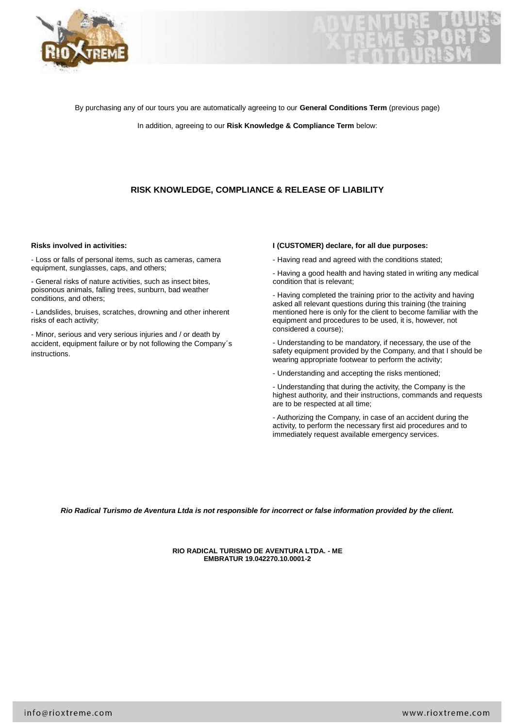By purchasing any of our tours you are automatically agreeing to our **General Conditions Term** (previous page)

In addition, agreeing to our **Risk Knowledge & Compliance Term** below:

## RISK KNOWLEDGE, COMPLIANCE & RELEASE OF LIABILITY

**Risks involved in activities:**

- Loss or falls of personal items, such as cameras, camera equipment, sunglasses, caps, and others;

- General risks of nature activities, such as insect bites, poisonous animals, falling trees, sunburn, bad weather conditions, and others;

- Landslides, bruises, scratches, drowning and other inherent risks of each activity;

- Minor, serious and very serious injuries and / or death by accident, equipment failure or by not following the Company´s instructions.

**I (CUSTOMER) declare, for all due purposes:**

- Having read and agreed with the conditions stated;

- Having a good health and having stated in writing any medical condition that is relevant;

- Having completed the training prior to the activity and having asked all relevant questions during this training (the training mentioned here is only for the client to become familiar with the equipment and procedures to be used, it is, however, not considered a course);

- Understanding to be mandatory, if necessary, the use of the safety equipment provided by the Company, and that I should be wearing appropriate footwear to perform the activity;

- Understanding and accepting the risks mentioned;

- Understanding that during the activity, the Company is the highest authority, and their instructions, commands and requests are to be respected at all time;

- Authorizing the Company, in case of an accident during the activity, to perform the necessary first aid procedures and to immediately request available emergency services.

***Rio Radical Turismo de Aventura Ltda is not responsible for incorrect or false information provided by the client.***

**RIO RADICAL TURISMO DE AVENTURA LTDA. - ME**
**EMBRATUR 19.042270.10.0001-2**